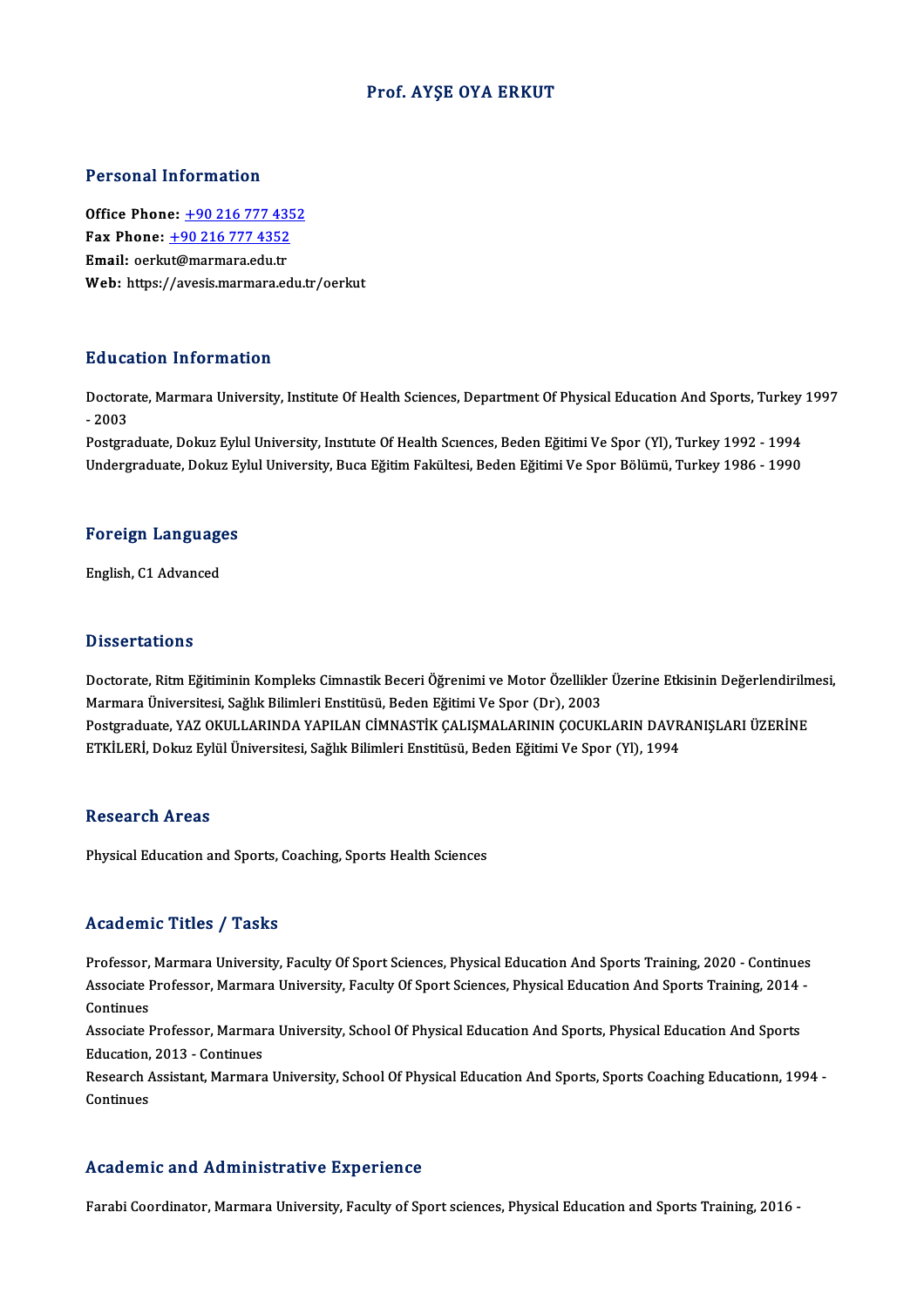# Prof. AYŞE OYA ERKUT

## Personal Information

**Office Phone:** +90 216 777 4352
**Fax Phone:** +90 216 777 4352
**Email:** oerkut@marmara.edu.tr
**Web:** https://avesis.marmara.edu.tr/oerkut

## Education Information

Doctorate, Marmara University, Institute Of Health Sciences, Department Of Physical Education And Sports, Turkey 1997 - 2003
Postgraduate, Dokuz Eylul University, Instıtute Of Health Scıences, Beden Eğitimi Ve Spor (Yl), Turkey 1992 - 1994
Undergraduate, Dokuz Eylul University, Buca Eğitim Fakültesi, Beden Eğitimi Ve Spor Bölümü, Turkey 1986 - 1990

## Foreign Languages

English, C1 Advanced

## Dissertations

Doctorate, Ritm Eğitiminin Kompleks Cimnastik Beceri Öğrenimi ve Motor Özellikler Üzerine Etkisinin Değerlendirilmesi, Marmara Üniversitesi, Sağlık Bilimleri Enstitüsü, Beden Eğitimi Ve Spor (Dr), 2003
Postgraduate, YAZ OKULLARINDA YAPILAN CİMNASTİK ÇALIŞMALARININ ÇOCUKLARIN DAVRANIŞLARI ÜZERİNE ETKİLERİ, Dokuz Eylül Üniversitesi, Sağlık Bilimleri Enstitüsü, Beden Eğitimi Ve Spor (Yl), 1994

## Research Areas

Physical Education and Sports, Coaching, Sports Health Sciences

## Academic Titles / Tasks

Professor, Marmara University, Faculty Of Sport Sciences, Physical Education And Sports Training, 2020 - Continues
Associate Professor, Marmara University, Faculty Of Sport Sciences, Physical Education And Sports Training, 2014 - Continues
Associate Professor, Marmara University, School Of Physical Education And Sports, Physical Education And Sports Education, 2013 - Continues
Research Assistant, Marmara University, School Of Physical Education And Sports, Sports Coaching Educationn, 1994 - Continues

## Academic and Administrative Experience

Farabi Coordinator, Marmara University, Faculty of Sport sciences, Physical Education and Sports Training, 2016 -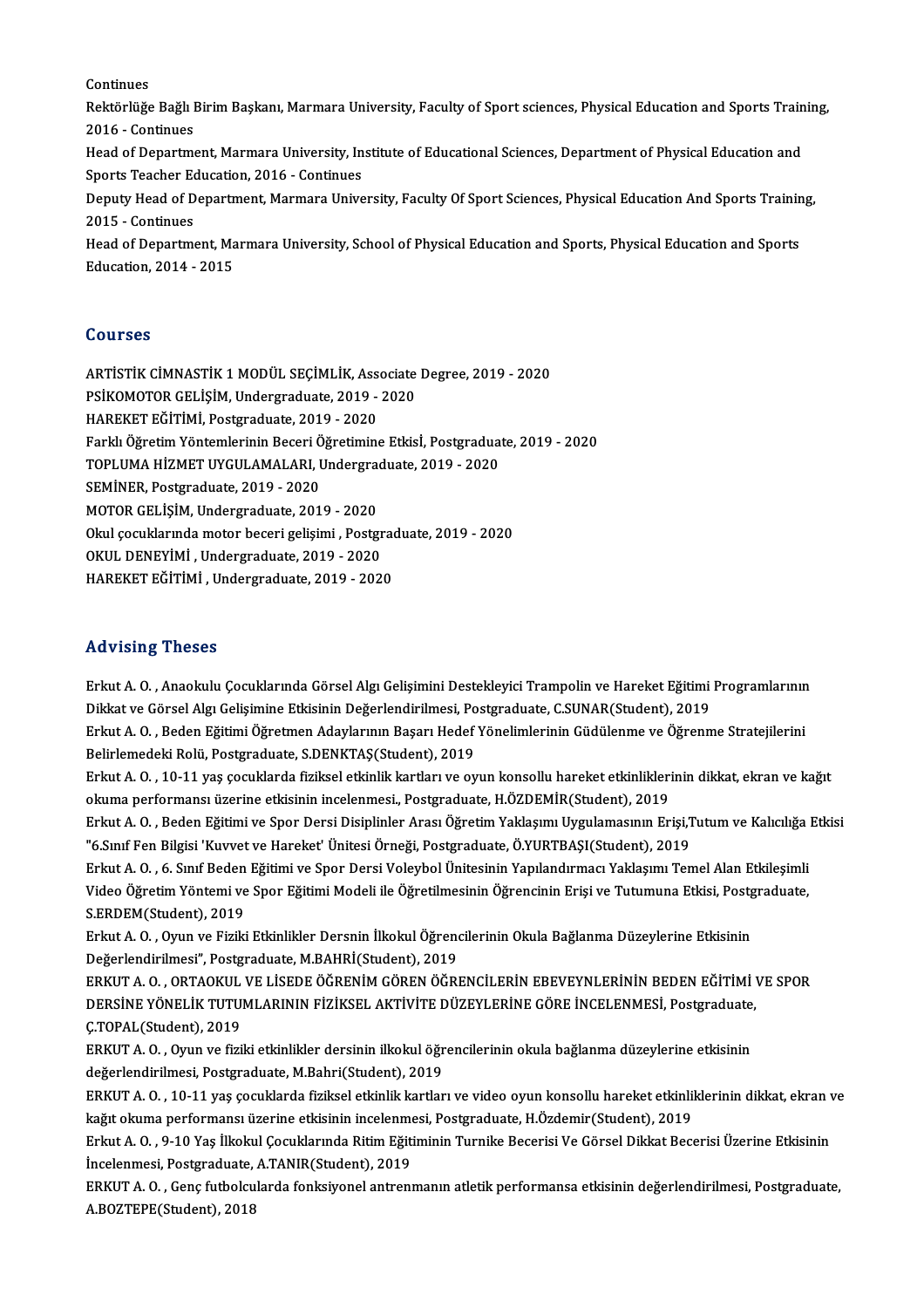Continues

Rektörlüğe Bağlı Birim Başkanı, Marmara University, Faculty of Sport sciences, Physical Education and Sports Training, 2016 - Continues

Head of Department, Marmara University, Institute of Educational Sciences, Department of Physical Education and Sports Teacher Education, 2016 - Continues

Deputy Head of Department, Marmara University, Faculty Of Sport Sciences, Physical Education And Sports Training, 2015 - Continues

Head of Department, Marmara University, School of Physical Education and Sports, Physical Education and Sports Education, 2014 - 2015

## Courses

ARTİSTİK CİMNASTİK 1 MODÜL SEÇİMLİK, Associate Degree, 2019 - 2020
PSİKOMOTOR GELİŞİM, Undergraduate, 2019 - 2020
HAREKET EĞİTİMİ, Postgraduate, 2019 - 2020
Farklı Öğretim Yöntemlerinin Beceri Öğretimine Etkisİ, Postgraduate, 2019 - 2020
TOPLUMA HİZMET UYGULAMALARI, Undergraduate, 2019 - 2020
SEMİNER, Postgraduate, 2019 - 2020
MOTOR GELİŞİM, Undergraduate, 2019 - 2020
Okul çocuklarında motor beceri gelişimi , Postgraduate, 2019 - 2020
OKUL DENEYİMİ , Undergraduate, 2019 - 2020
HAREKET EĞİTİMİ , Undergraduate, 2019 - 2020

## Advising Theses

Erkut A. O. , Anaokulu Çocuklarında Görsel Algı Gelişimini Destekleyici Trampolin ve Hareket Eğitimi Programlarının Dikkat ve Görsel Algı Gelişimine Etkisinin Değerlendirilmesi, Postgraduate, C.SUNAR(Student), 2019

Erkut A. O. , Beden Eğitimi Öğretmen Adaylarının Başarı Hedef Yönelimlerinin Güdülenme ve Öğrenme Stratejilerini Belirlemedeki Rolü, Postgraduate, S.DENKTAŞ(Student), 2019

Erkut A. O. , 10-11 yaş çocuklarda fiziksel etkinlik kartları ve oyun konsollu hareket etkinliklerinin dikkat, ekran ve kağıt okuma performansı üzerine etkisinin incelenmesi., Postgraduate, H.ÖZDEMİR(Student), 2019

Erkut A. O. , Beden Eğitimi ve Spor Dersi Disiplinler Arası Öğretim Yaklaşımı Uygulamasının Erişi,Tutum ve Kalıcılığa Etkisi "6.Sınıf Fen Bilgisi 'Kuvvet ve Hareket' Ünitesi Örneği, Postgraduate, Ö.YURTBAŞI(Student), 2019

Erkut A. O. , 6. Sınıf Beden Eğitimi ve Spor Dersi Voleybol Ünitesinin Yapılandırmacı Yaklaşımı Temel Alan Etkileşimli Video Öğretim Yöntemi ve Spor Eğitimi Modeli ile Öğretilmesinin Öğrencinin Erişi ve Tutumuna Etkisi, Postgraduate, S.ERDEM(Student), 2019

Erkut A. O. , Oyun ve Fiziki Etkinlikler Dersnin İlkokul Öğrencilerinin Okula Bağlanma Düzeylerine Etkisinin Değerlendirilmesi", Postgraduate, M.BAHRİ(Student), 2019

ERKUT A. O. , ORTAOKUL VE LİSEDE ÖĞRENİM GÖREN ÖĞRENCİLERİN EBEVEYNLERİNİN BEDEN EĞİTİMİ VE SPOR DERSİNE YÖNELİK TUTUMLARININ FİZİKSEL AKTİVİTE DÜZEYLERİNE GÖRE İNCELENMESİ, Postgraduate, Ç.TOPAL(Student), 2019

ERKUT A. O. , Oyun ve fiziki etkinlikler dersinin ilkokul öğrencilerinin okula bağlanma düzeylerine etkisinin değerlendirilmesi, Postgraduate, M.Bahri(Student), 2019

ERKUT A. O. , 10-11 yaş çocuklarda fiziksel etkinlik kartları ve video oyun konsollu hareket etkinliklerinin dikkat, ekran ve kağıt okuma performansı üzerine etkisinin incelenmesi, Postgraduate, H.Özdemir(Student), 2019

Erkut A. O. , 9-10 Yaş İlkokul Çocuklarında Ritim Eğitiminin Turnike Becerisi Ve Görsel Dikkat Becerisi Üzerine Etkisinin İncelenmesi, Postgraduate, A.TANIR(Student), 2019

ERKUT A. O. , Genç futbolcularda fonksiyonel antrenmanın atletik performansa etkisinin değerlendirilmesi, Postgraduate, A.BOZTEPE(Student), 2018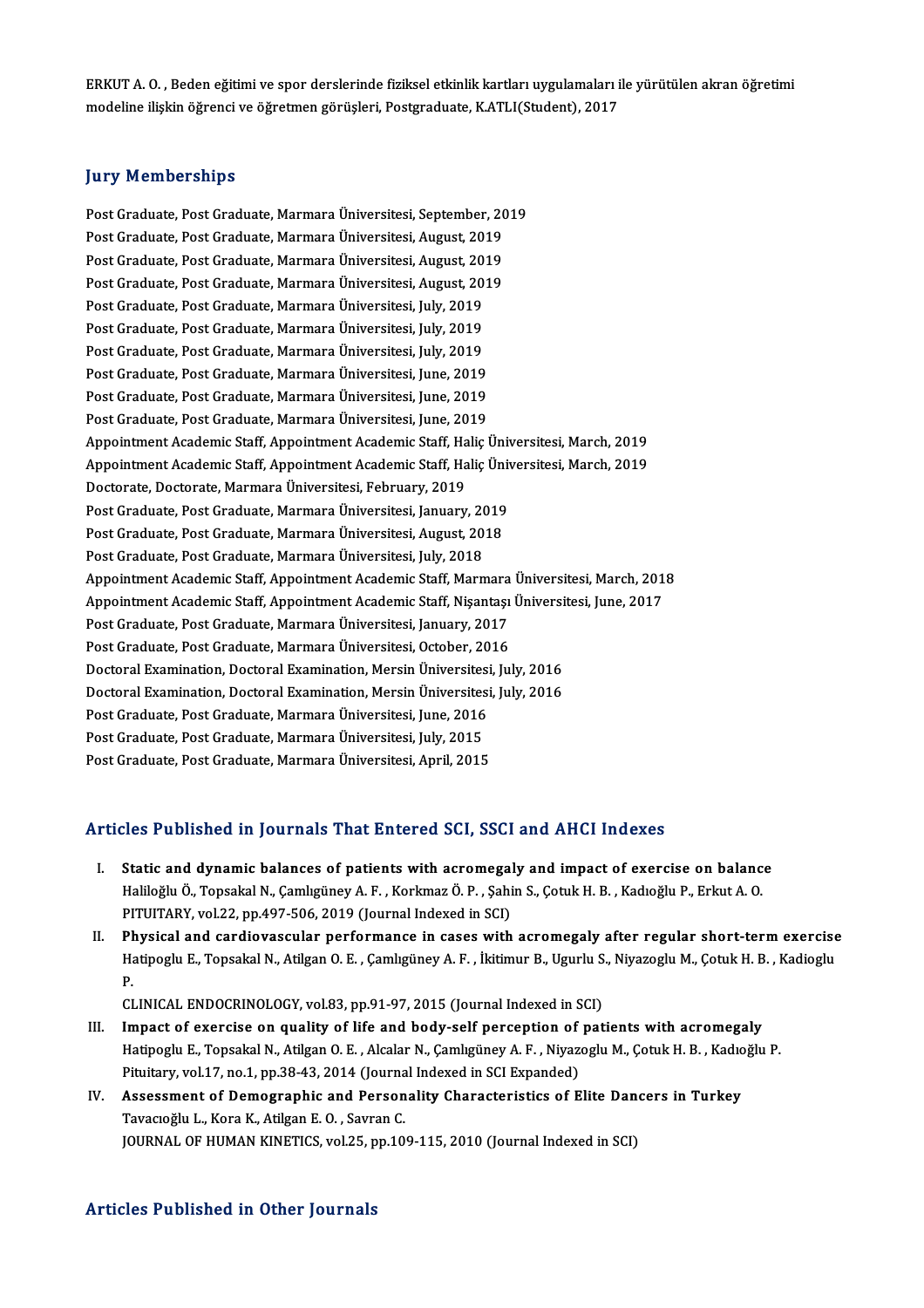ERKUT A. O. , Beden eğitimi ve spor derslerinde fiziksel etkinlik kartları uygulamaları ile yürütülen akran öğretimi modeline ilişkin öğrenci ve öğretmen görüşleri, Postgraduate, K.ATLI(Student), 2017

## Jury Memberships

Post Graduate, Post Graduate, Marmara Üniversitesi, September, 2019
Post Graduate, Post Graduate, Marmara Üniversitesi, August, 2019
Post Graduate, Post Graduate, Marmara Üniversitesi, August, 2019
Post Graduate, Post Graduate, Marmara Üniversitesi, August, 2019
Post Graduate, Post Graduate, Marmara Üniversitesi, July, 2019
Post Graduate, Post Graduate, Marmara Üniversitesi, July, 2019
Post Graduate, Post Graduate, Marmara Üniversitesi, July, 2019
Post Graduate, Post Graduate, Marmara Üniversitesi, June, 2019
Post Graduate, Post Graduate, Marmara Üniversitesi, June, 2019
Post Graduate, Post Graduate, Marmara Üniversitesi, June, 2019
Appointment Academic Staff, Appointment Academic Staff, Haliç Üniversitesi, March, 2019
Appointment Academic Staff, Appointment Academic Staff, Haliç Üniversitesi, March, 2019
Doctorate, Doctorate, Marmara Üniversitesi, February, 2019
Post Graduate, Post Graduate, Marmara Üniversitesi, January, 2019
Post Graduate, Post Graduate, Marmara Üniversitesi, August, 2018
Post Graduate, Post Graduate, Marmara Üniversitesi, July, 2018
Appointment Academic Staff, Appointment Academic Staff, Marmara Üniversitesi, March, 2018
Appointment Academic Staff, Appointment Academic Staff, Nişantaşı Üniversitesi, June, 2017
Post Graduate, Post Graduate, Marmara Üniversitesi, January, 2017
Post Graduate, Post Graduate, Marmara Üniversitesi, October, 2016
Doctoral Examination, Doctoral Examination, Mersin Üniversitesi, July, 2016
Doctoral Examination, Doctoral Examination, Mersin Üniversitesi, July, 2016
Post Graduate, Post Graduate, Marmara Üniversitesi, June, 2016
Post Graduate, Post Graduate, Marmara Üniversitesi, July, 2015
Post Graduate, Post Graduate, Marmara Üniversitesi, April, 2015

## Articles Published in Journals That Entered SCI, SSCI and AHCI Indexes

I. **Static and dynamic balances of patients with acromegaly and impact of exercise on balance**
Haliloğlu Ö., Topsakal N., Çamlıgüney A. F. , Korkmaz Ö. P. , Şahin S., Çotuk H. B. , Kadıoğlu P., Erkut A. O.
PITUITARY, vol.22, pp.497-506, 2019 (Journal Indexed in SCI)

II. **Physical and cardiovascular performance in cases with acromegaly after regular short-term exercise**
Hatipoglu E., Topsakal N., Atilgan O. E. , Çamlıgüney A. F. , İkitimur B., Ugurlu S., Niyazoglu M., Çotuk H. B. , Kadioglu P.
CLINICAL ENDOCRINOLOGY, vol.83, pp.91-97, 2015 (Journal Indexed in SCI)

III. **Impact of exercise on quality of life and body-self perception of patients with acromegaly**
Hatipoglu E., Topsakal N., Atilgan O. E. , Alcalar N., Çamlıgüney A. F. , Niyazoglu M., Çotuk H. B. , Kadıoğlu P.
Pituitary, vol.17, no.1, pp.38-43, 2014 (Journal Indexed in SCI Expanded)

IV. **Assessment of Demographic and Personality Characteristics of Elite Dancers in Turkey**
Tavacıoğlu L., Kora K., Atilgan E. O. , Savran C.
JOURNAL OF HUMAN KINETICS, vol.25, pp.109-115, 2010 (Journal Indexed in SCI)

## Articles Published in Other Journals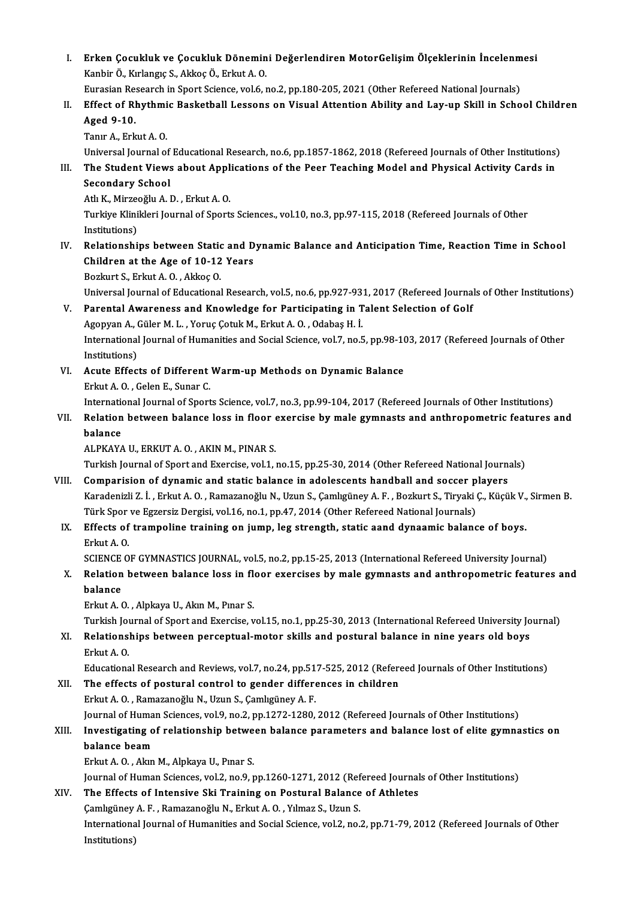I. **Erken Çocukluk ve Çocukluk Dönemini Değerlendiren MotorGelişim Ölçeklerinin İncelenmesi**
Kanbir Ö., Kırlangıç S., Akkoç Ö., Erkut A. O.
Eurasian Research in Sport Science, vol.6, no.2, pp.180-205, 2021 (Other Refereed National Journals)

II. **Effect of Rhythmic Basketball Lessons on Visual Attention Ability and Lay-up Skill in School Children Aged 9-10.**
Tanır A., Erkut A. O.
Universal Journal of Educational Research, no.6, pp.1857-1862, 2018 (Refereed Journals of Other Institutions)

III. **The Student Views about Applications of the Peer Teaching Model and Physical Activity Cards in Secondary School**
Atlı K., Mirzeoğlu A. D. , Erkut A. O.
Turkiye Klinikleri Journal of Sports Sciences., vol.10, no.3, pp.97-115, 2018 (Refereed Journals of Other Institutions)

IV. **Relationships between Static and Dynamic Balance and Anticipation Time, Reaction Time in School Children at the Age of 10-12 Years**
Bozkurt S., Erkut A. O. , Akkoç O.
Universal Journal of Educational Research, vol.5, no.6, pp.927-931, 2017 (Refereed Journals of Other Institutions)

V. **Parental Awareness and Knowledge for Participating in Talent Selection of Golf**
Agopyan A., Güler M. L. , Yoruç Çotuk M., Erkut A. O. , Odabaş H. İ.
International Journal of Humanities and Social Science, vol.7, no.5, pp.98-103, 2017 (Refereed Journals of Other Institutions)

VI. **Acute Effects of Different Warm-up Methods on Dynamic Balance**
Erkut A. O. , Gelen E., Sunar C.
International Journal of Sports Science, vol.7, no.3, pp.99-104, 2017 (Refereed Journals of Other Institutions)

VII. **Relation between balance loss in floor exercise by male gymnasts and anthropometric features and balance**
ALPKAYA U., ERKUT A. O. , AKIN M., PINAR S.
Turkish Journal of Sport and Exercise, vol.1, no.15, pp.25-30, 2014 (Other Refereed National Journals)

VIII. **Comparision of dynamic and static balance in adolescents handball and soccer players**
Karadenizli Z. İ. , Erkut A. O. , Ramazanoğlu N., Uzun S., Çamlıgüney A. F. , Bozkurt S., Tiryaki Ç., Küçük V., Sirmen B.
Türk Spor ve Egzersiz Dergisi, vol.16, no.1, pp.47, 2014 (Other Refereed National Journals)

IX. **Effects of trampoline training on jump, leg strength, static aand dynaamic balance of boys.**
Erkut A. O.
SCIENCE OF GYMNASTICS JOURNAL, vol.5, no.2, pp.15-25, 2013 (International Refereed University Journal)

X. **Relation between balance loss in floor exercises by male gymnasts and anthropometric features and balance**
Erkut A. O. , Alpkaya U., Akın M., Pınar S.
Turkish Journal of Sport and Exercise, vol.15, no.1, pp.25-30, 2013 (International Refereed University Journal)

XI. **Relationships between perceptual-motor skills and postural balance in nine years old boys**
Erkut A. O.
Educational Research and Reviews, vol.7, no.24, pp.517-525, 2012 (Refereed Journals of Other Institutions)

XII. **The effects of postural control to gender differences in children**
Erkut A. O. , Ramazanoğlu N., Uzun S., Çamlıgüney A. F.
Journal of Human Sciences, vol.9, no.2, pp.1272-1280, 2012 (Refereed Journals of Other Institutions)

XIII. **Investigating of relationship between balance parameters and balance lost of elite gymnastics on balance beam**
Erkut A. O. , Akın M., Alpkaya U., Pınar S.
Journal of Human Sciences, vol.2, no.9, pp.1260-1271, 2012 (Refereed Journals of Other Institutions)

XIV. **The Effects of Intensive Ski Training on Postural Balance of Athletes**
Çamlıgüney A. F. , Ramazanoğlu N., Erkut A. O. , Yılmaz S., Uzun S.
International Journal of Humanities and Social Science, vol.2, no.2, pp.71-79, 2012 (Refereed Journals of Other Institutions)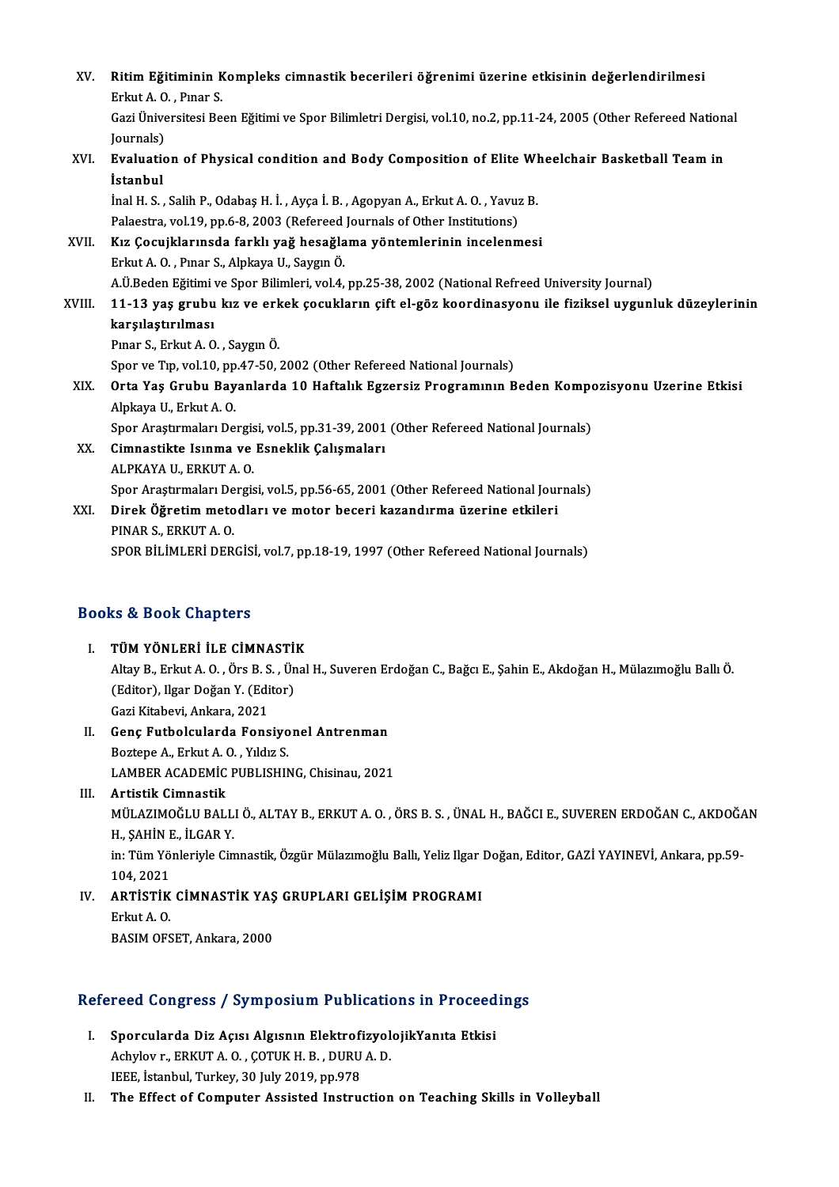XV. **Ritim Eğitiminin Kompleks cimnastik becerileri öğrenimi üzerine etkisinin değerlendirilmesi**
Erkut A. O. , Pınar S.
Gazi Üniversitesi Been Eğitimi ve Spor Bilimletri Dergisi, vol.10, no.2, pp.11-24, 2005 (Other Refereed National Journals)

XVI. **Evaluation of Physical condition and Body Composition of Elite Wheelchair Basketball Team in İstanbul**
İnal H. S. , Salih P., Odabaş H. İ. , Ayça İ. B. , Agopyan A., Erkut A. O. , Yavuz B.
Palaestra, vol.19, pp.6-8, 2003 (Refereed Journals of Other Institutions)

XVII. **Kız Çocujklarınsda farklı yağ hesağlama yöntemlerinin incelenmesi**
Erkut A. O. , Pınar S., Alpkaya U., Saygın Ö.
A.Ü.Beden Eğitimi ve Spor Bilimleri, vol.4, pp.25-38, 2002 (National Refreed University Journal)

XVIII. **11-13 yaş grubu kız ve erkek çocukların çift el-göz koordinasyonu ile fiziksel uygunluk düzeylerinin karşılaştırılması**
Pınar S., Erkut A. O. , Saygın Ö.
Spor ve Tıp, vol.10, pp.47-50, 2002 (Other Refereed National Journals)

XIX. **Orta Yaş Grubu Bayanlarda 10 Haftalık Egzersiz Programının Beden Kompozisyonu Uzerine Etkisi**
Alpkaya U., Erkut A. O.
Spor Araştırmaları Dergisi, vol.5, pp.31-39, 2001 (Other Refereed National Journals)

XX. **Cimnastikte Isınma ve Esneklik Çalışmaları**
ALPKAYA U., ERKUT A. O.
Spor Araştırmaları Dergisi, vol.5, pp.56-65, 2001 (Other Refereed National Journals)

XXI. **Direk Öğretim metodları ve motor beceri kazandırma üzerine etkileri**
PINAR S., ERKUT A. O.
SPOR BİLİMLERİ DERGİSİ, vol.7, pp.18-19, 1997 (Other Refereed National Journals)

## Books & Book Chapters

I. **TÜM YÖNLERİ İLE CİMNASTİK**
Altay B., Erkut A. O. , Örs B. S. , Ünal H., Suveren Erdoğan C., Bağcı E., Şahin E., Akdoğan H., Mülazımoğlu Ballı Ö. (Editor), Ilgar Doğan Y. (Editor)
Gazi Kitabevi, Ankara, 2021

II. **Genç Futbolcularda Fonsiyonel Antrenman**
Boztepe A., Erkut A. O. , Yıldız S.
LAMBER ACADEMİC PUBLISHING, Chisinau, 2021

III. **Artistik Cimnastik**
MÜLAZIMOĞLU BALLI Ö., ALTAY B., ERKUT A. O. , ÖRS B. S. , ÜNAL H., BAĞCI E., SUVEREN ERDOĞAN C., AKDOĞAN H., ŞAHİN E., İLGAR Y.
in: Tüm Yönleriyle Cimnastik, Özgür Mülazımoğlu Ballı, Yeliz Ilgar Doğan, Editor, GAZİ YAYINEVİ, Ankara, pp.59-104, 2021

IV. **ARTİSTİK CİMNASTİK YAŞ GRUPLARI GELİŞİM PROGRAMI**
Erkut A. O.
BASIM OFSET, Ankara, 2000

## Refereed Congress / Symposium Publications in Proceedings

I. **Sporcularda Diz Açısı Algısının ElektrofizyolojikYanıta Etkisi**
Achylov r., ERKUT A. O. , ÇOTUK H. B. , DURU A. D.
IEEE, İstanbul, Turkey, 30 July 2019, pp.978

II. **The Effect of Computer Assisted Instruction on Teaching Skills in Volleyball**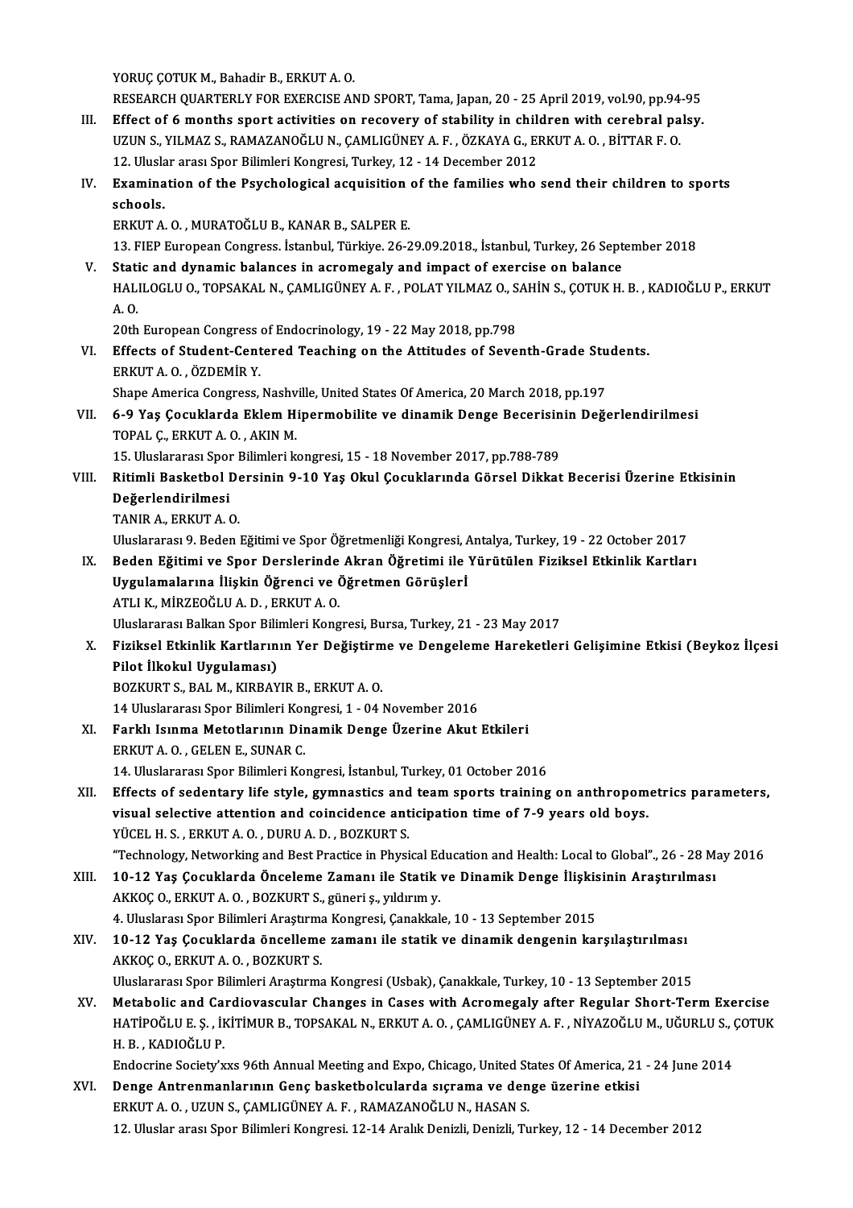YORUÇ ÇOTUK M., Bahadir B., ERKUT A. O.
RESEARCH QUARTERLY FOR EXERCISE AND SPORT, Tama, Japan, 20 - 25 April 2019, vol.90, pp.94-95

III. **Effect of 6 months sport activities on recovery of stability in children with cerebral palsy.**
UZUN S., YILMAZ S., RAMAZANOĞLU N., ÇAMLIGÜNEY A. F. , ÖZKAYA G., ERKUT A. O. , BİTTAR F. O.
12. Uluslar arası Spor Bilimleri Kongresi, Turkey, 12 - 14 December 2012

IV. **Examination of the Psychological acquisition of the families who send their children to sports schools.**
ERKUT A. O. , MURATOĞLU B., KANAR B., SALPER E.
13. FIEP European Congress. İstanbul, Türkiye. 26-29.09.2018., İstanbul, Turkey, 26 September 2018

V. **Static and dynamic balances in acromegaly and impact of exercise on balance**
HALILOGLU O., TOPSAKAL N., ÇAMLIGÜNEY A. F. , POLAT YILMAZ O., SAHİN S., ÇOTUK H. B. , KADIOĞLU P., ERKUT A. O.
20th European Congress of Endocrinology, 19 - 22 May 2018, pp.798

VI. **Effects of Student-Centered Teaching on the Attitudes of Seventh-Grade Students.**
ERKUT A. O. , ÖZDEMİR Y.
Shape America Congress, Nashville, United States Of America, 20 March 2018, pp.197

VII. **6-9 Yaş Çocuklarda Eklem Hipermobilite ve dinamik Denge Becerisinin Değerlendirilmesi**
TOPAL Ç., ERKUT A. O. , AKIN M.
15. Uluslararası Spor Bilimleri kongresi, 15 - 18 November 2017, pp.788-789

VIII. **Ritimli Basketbol Dersinin 9-10 Yaş Okul Çocuklarında Görsel Dikkat Becerisi Üzerine Etkisinin Değerlendirilmesi**
TANIR A., ERKUT A. O.
Uluslararası 9. Beden Eğitimi ve Spor Öğretmenliği Kongresi, Antalya, Turkey, 19 - 22 October 2017

IX. **Beden Eğitimi ve Spor Derslerinde Akran Öğretimi ile Yürütülen Fiziksel Etkinlik Kartları Uygulamalarına İlişkin Öğrenci ve Öğretmen GörüşlerI**
ATLI K., MİRZEOĞLU A. D. , ERKUT A. O.
Uluslararası Balkan Spor Bilimleri Kongresi, Bursa, Turkey, 21 - 23 May 2017

X. **Fiziksel Etkinlik Kartlarının Yer Değiştirme ve Dengeleme Hareketleri Gelişimine Etkisi (Beykoz İlçesi Pilot İlkokul Uygulaması)**
BOZKURT S., BAL M., KIRBAYIR B., ERKUT A. O.
14 Uluslararası Spor Bilimleri Kongresi, 1 - 04 November 2016

XI. **Farklı Isınma Metotlarının Dinamik Denge Üzerine Akut Etkileri**
ERKUT A. O. , GELEN E., SUNAR C.
14. Uluslararası Spor Bilimleri Kongresi, İstanbul, Turkey, 01 October 2016

XII. **Effects of sedentary life style, gymnastics and team sports training on anthropometrics parameters, visual selective attention and coincidence anticipation time of 7-9 years old boys.**
YÜCEL H. S. , ERKUT A. O. , DURU A. D. , BOZKURT S.
"Technology, Networking and Best Practice in Physical Education and Health: Local to Global"., 26 - 28 May 2016

XIII. **10-12 Yaş Çocuklarda Önceleme Zamanı ile Statik ve Dinamik Denge İlişkisinin Araştırılması**
AKKOÇ O., ERKUT A. O. , BOZKURT S., güneri ş., yıldırım y.
4. Uluslarası Spor Bilimleri Araştırma Kongresi, Çanakkale, 10 - 13 September 2015

XIV. **10-12 Yaş Çocuklarda öncelleme zamanı ile statik ve dinamik dengenin karşılaştırılması**
AKKOÇ O., ERKUT A. O. , BOZKURT S.
Uluslararası Spor Bilimleri Araştırma Kongresi (Usbak), Çanakkale, Turkey, 10 - 13 September 2015

XV. **Metabolic and Cardiovascular Changes in Cases with Acromegaly after Regular Short-Term Exercise**
HATİPOĞLU E. Ş. , İKİTİMUR B., TOPSAKAL N., ERKUT A. O. , ÇAMLIGÜNEY A. F. , NİYAZOĞLU M., UĞURLU S., ÇOTUK H. B. , KADIOĞLU P.
Endocrine Society'xxs 96th Annual Meeting and Expo, Chicago, United States Of America, 21 - 24 June 2014

XVI. **Denge Antrenmanlarının Genç basketbolcularda sıçrama ve denge üzerine etkisi**
ERKUT A. O. , UZUN S., ÇAMLIGÜNEY A. F. , RAMAZANOĞLU N., HASAN S.
12. Uluslar arası Spor Bilimleri Kongresi. 12-14 Aralık Denizli, Denizli, Turkey, 12 - 14 December 2012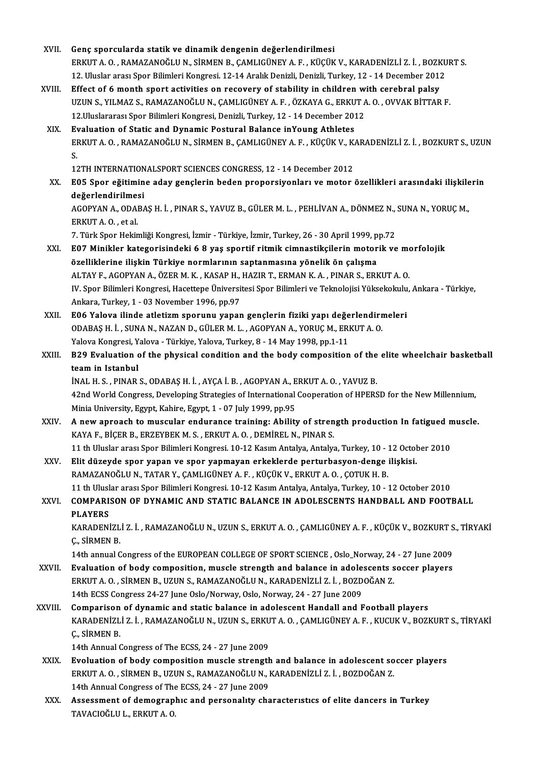XVII. **Genç sporcularda statik ve dinamik dengenin değerlendirilmesi**
ERKUT A. O. , RAMAZANOĞLU N., SİRMEN B., ÇAMLIGÜNEY A. F. , KÜÇÜK V., KARADENİZLİ Z. İ. , BOZKURT S.
12. Uluslar arası Spor Bilimleri Kongresi. 12-14 Aralık Denizli, Denizli, Turkey, 12 - 14 December 2012

XVIII. **Effect of 6 month sport activities on recovery of stability in children with cerebral palsy**
UZUN S., YILMAZ S., RAMAZANOĞLU N., ÇAMLIGÜNEY A. F. , ÖZKAYA G., ERKUT A. O. , OVVAK BİTTAR F.
12.Uluslararası Spor Bilimleri Kongresi, Denizli, Turkey, 12 - 14 December 2012

XIX. **Evaluation of Static and Dynamic Postural Balance inYoung Athletes**
ERKUT A. O. , RAMAZANOĞLU N., SİRMEN B., ÇAMLIGÜNEY A. F. , KÜÇÜK V., KARADENİZLİ Z. İ. , BOZKURT S., UZUN S.
12TH INTERNATIONALSPORT SCIENCES CONGRESS, 12 - 14 December 2012

XX. **E05 Spor eğitimine aday gençlerin beden proporsiyonları ve motor özellikleri arasındaki ilişkilerin değerlendirilmesi**
AGOPYAN A., ODABAŞ H. İ. , PINAR S., YAVUZ B., GÜLER M. L. , PEHLİVAN A., DÖNMEZ N., SUNA N., YORUÇ M., ERKUT A. O. , et al.
7. Türk Spor Hekimliği Kongresi, İzmir - Türkiye, İzmir, Turkey, 26 - 30 April 1999, pp.72

XXI. **E07 Minikler kategorisindeki 6 8 yaş sportif ritmik cimnastikçilerin motorik ve morfolojik özelliklerine ilişkin Türkiye normlarının saptanmasına yönelik ön çalışma**
ALTAY F., AGOPYAN A., ÖZER M. K. , KASAP H., HAZIR T., ERMAN K. A. , PINAR S., ERKUT A. O.
IV. Spor Bilimleri Kongresi, Hacettepe Üniversitesi Spor Bilimleri ve Teknolojisi Yüksekokulu, Ankara - Türkiye, Ankara, Turkey, 1 - 03 November 1996, pp.97

XXII. **E06 Yalova ilinde atletizm sporunu yapan gençlerin fiziki yapı değerlendirmeleri**
ODABAŞ H. İ. , SUNA N., NAZAN D., GÜLER M. L. , AGOPYAN A., YORUÇ M., ERKUT A. O.
Yalova Kongresi, Yalova - Türkiye, Yalova, Turkey, 8 - 14 May 1998, pp.1-11

XXIII. **B29 Evaluation of the physical condition and the body composition of the elite wheelchair basketball team in Istanbul**
İNAL H. S. , PINAR S., ODABAŞ H. İ. , AYÇA İ. B. , AGOPYAN A., ERKUT A. O. , YAVUZ B.
42nd World Congress, Developing Strategies of International Cooperation of HPERSD for the New Millennium, Minia University, Egypt, Kahire, Egypt, 1 - 07 July 1999, pp.95

XXIV. **A new aproach to muscular endurance training: Ability of strength production In fatigued muscle.**
KAYA F., BİÇER B., ERZEYBEK M. S. , ERKUT A. O. , DEMİREL N., PINAR S.
11 th Uluslar arası Spor Bilimleri Kongresi. 10-12 Kasım Antalya, Antalya, Turkey, 10 - 12 October 2010

XXV. **Elit düzeyde spor yapan ve spor yapmayan erkeklerde perturbasyon-denge ilişkisi.**
RAMAZANOĞLU N., TATAR Y., ÇAMLIGÜNEY A. F. , KÜÇÜK V., ERKUT A. O. , ÇOTUK H. B.
11 th Uluslar arası Spor Bilimleri Kongresi. 10-12 Kasım Antalya, Antalya, Turkey, 10 - 12 October 2010

XXVI. **COMPARISON OF DYNAMIC AND STATIC BALANCE IN ADOLESCENTS HANDBALL AND FOOTBALL PLAYERS**
KARADENİZLİ Z. İ. , RAMAZANOĞLU N., UZUN S., ERKUT A. O. , ÇAMLIGÜNEY A. F. , KÜÇÜK V., BOZKURT S., TİRYAKİ Ç., SİRMEN B.
14th annual Congress of the EUROPEAN COLLEGE OF SPORT SCIENCE , Oslo_Norway, 24 - 27 June 2009

XXVII. **Evaluation of body composition, muscle strength and balance in adolescents soccer players**
ERKUT A. O. , SİRMEN B., UZUN S., RAMAZANOĞLU N., KARADENİZLİ Z. İ. , BOZDOĞAN Z.
14th ECSS Congress 24-27 June Oslo/Norway, Oslo, Norway, 24 - 27 June 2009

XXVIII. **Comparison of dynamic and static balance in adolescent Handall and Football players**
KARADENİZLİ Z. İ. , RAMAZANOĞLU N., UZUN S., ERKUT A. O. , ÇAMLIGÜNEY A. F. , KUCUK V., BOZKURT S., TİRYAKİ Ç., SİRMEN B.
14th Annual Congress of The ECSS, 24 - 27 June 2009

XXIX. **Evoluation of body composition muscle strength and balance in adolescent soccer players**
ERKUT A. O. , SİRMEN B., UZUN S., RAMAZANOĞLU N., KARADENİZLİ Z. İ. , BOZDOĞAN Z.
14th Annual Congress of The ECSS, 24 - 27 June 2009

XXX. **Assessment of demographıc and personalıty characterıstıcs of elite dancers in Turkey**
TAVACIOĞLU L., ERKUT A. O.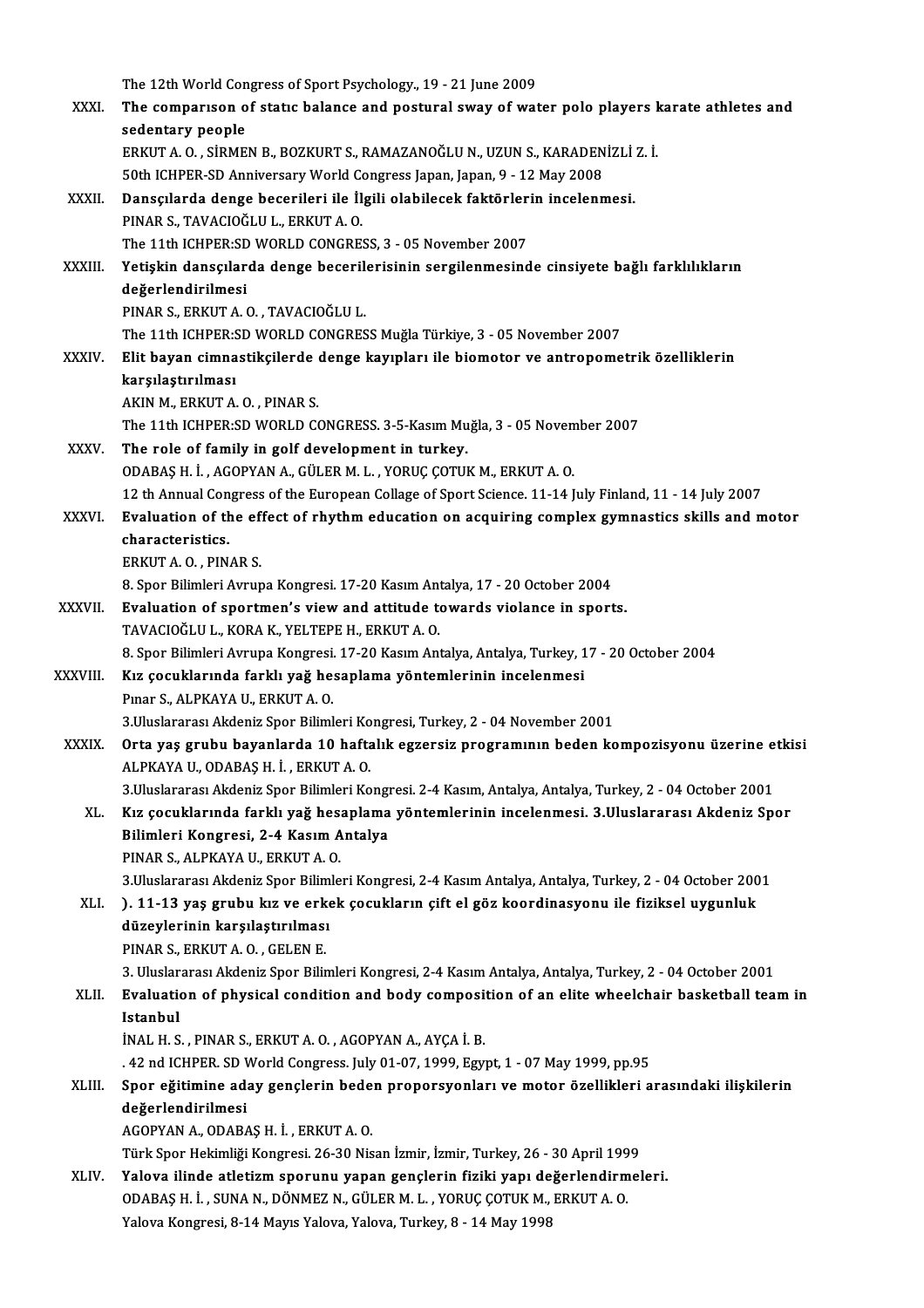The 12th World Congress of Sport Psychology., 19 - 21 June 2009

XXXI. **The comparıson of statıc balance and postural sway of water polo players karate athletes and sedentary people**
ERKUT A. O. , SİRMEN B., BOZKURT S., RAMAZANOĞLU N., UZUN S., KARADENİZLİ Z. İ.
50th ICHPER-SD Anniversary World Congress Japan, Japan, 9 - 12 May 2008

XXXII. **Dansçılarda denge becerileri ile İlgili olabilecek faktörlerin incelenmesi.**
PINAR S., TAVACIOĞLU L., ERKUT A. O.
The 11th ICHPER:SD WORLD CONGRESS, 3 - 05 November 2007

XXXIII. **Yetişkin dansçılarda denge becerilerisinin sergilenmesinde cinsiyete bağlı farklılıkların değerlendirilmesi**
PINAR S., ERKUT A. O. , TAVACIOĞLU L.
The 11th ICHPER:SD WORLD CONGRESS Muğla Türkiye, 3 - 05 November 2007

XXXIV. **Elit bayan cimnastikçilerde denge kayıpları ile biomotor ve antropometrik özelliklerin karşılaştırılması**
AKIN M., ERKUT A. O. , PINAR S.
The 11th ICHPER:SD WORLD CONGRESS. 3-5-Kasım Muğla, 3 - 05 November 2007

XXXV. **The role of family in golf development in turkey.**
ODABAŞ H. İ. , AGOPYAN A., GÜLER M. L. , YORUÇ ÇOTUK M., ERKUT A. O.
12 th Annual Congress of the European Collage of Sport Science. 11-14 July Finland, 11 - 14 July 2007

XXXVI. **Evaluation of the effect of rhythm education on acquiring complex gymnastics skills and motor characteristics.**
ERKUT A. O. , PINAR S.
8. Spor Bilimleri Avrupa Kongresi. 17-20 Kasım Antalya, 17 - 20 October 2004

XXXVII. **Evaluation of sportmen's view and attitude towards violance in sports.**
TAVACIOĞLU L., KORA K., YELTEPE H., ERKUT A. O.
8. Spor Bilimleri Avrupa Kongresi. 17-20 Kasım Antalya, Antalya, Turkey, 17 - 20 October 2004

XXXVIII. **Kız çocuklarında farklı yağ hesaplama yöntemlerinin incelenmesi**
Pınar S., ALPKAYA U., ERKUT A. O.
3.Uluslararası Akdeniz Spor Bilimleri Kongresi, Turkey, 2 - 04 November 2001

XXXIX. **Orta yaş grubu bayanlarda 10 haftalık egzersiz programının beden kompozisyonu üzerine etkisi**
ALPKAYA U., ODABAŞ H. İ. , ERKUT A. O.
3.Uluslararası Akdeniz Spor Bilimleri Kongresi. 2-4 Kasım, Antalya, Antalya, Turkey, 2 - 04 October 2001

XL. **Kız çocuklarında farklı yağ hesaplama yöntemlerinin incelenmesi. 3.Uluslararası Akdeniz Spor Bilimleri Kongresi, 2-4 Kasım Antalya**
PINAR S., ALPKAYA U., ERKUT A. O.
3.Uluslararası Akdeniz Spor Bilimleri Kongresi, 2-4 Kasım Antalya, Antalya, Turkey, 2 - 04 October 2001

XLI. **). 11-13 yaş grubu kız ve erkek çocukların çift el göz koordinasyonu ile fiziksel uygunluk düzeylerinin karşılaştırılması**
PINAR S., ERKUT A. O. , GELEN E.
3. Uluslararası Akdeniz Spor Bilimleri Kongresi, 2-4 Kasım Antalya, Antalya, Turkey, 2 - 04 October 2001

XLII. **Evaluation of physical condition and body composition of an elite wheelchair basketball team in Istanbul**
İNAL H. S. , PINAR S., ERKUT A. O. , AGOPYAN A., AYÇA İ. B.
. 42 nd ICHPER. SD World Congress. July 01-07, 1999, Egypt, 1 - 07 May 1999, pp.95

XLIII. **Spor eğitimine aday gençlerin beden proporsyonları ve motor özellikleri arasındaki ilişkilerin değerlendirilmesi**
AGOPYAN A., ODABAŞ H. İ. , ERKUT A. O.
Türk Spor Hekimliği Kongresi. 26-30 Nisan İzmir, İzmir, Turkey, 26 - 30 April 1999

XLIV. **Yalova ilinde atletizm sporunu yapan gençlerin fiziki yapı değerlendirmeleri.**
ODABAŞ H. İ. , SUNA N., DÖNMEZ N., GÜLER M. L. , YORUÇ ÇOTUK M., ERKUT A. O.
Yalova Kongresi, 8-14 Mayıs Yalova, Yalova, Turkey, 8 - 14 May 1998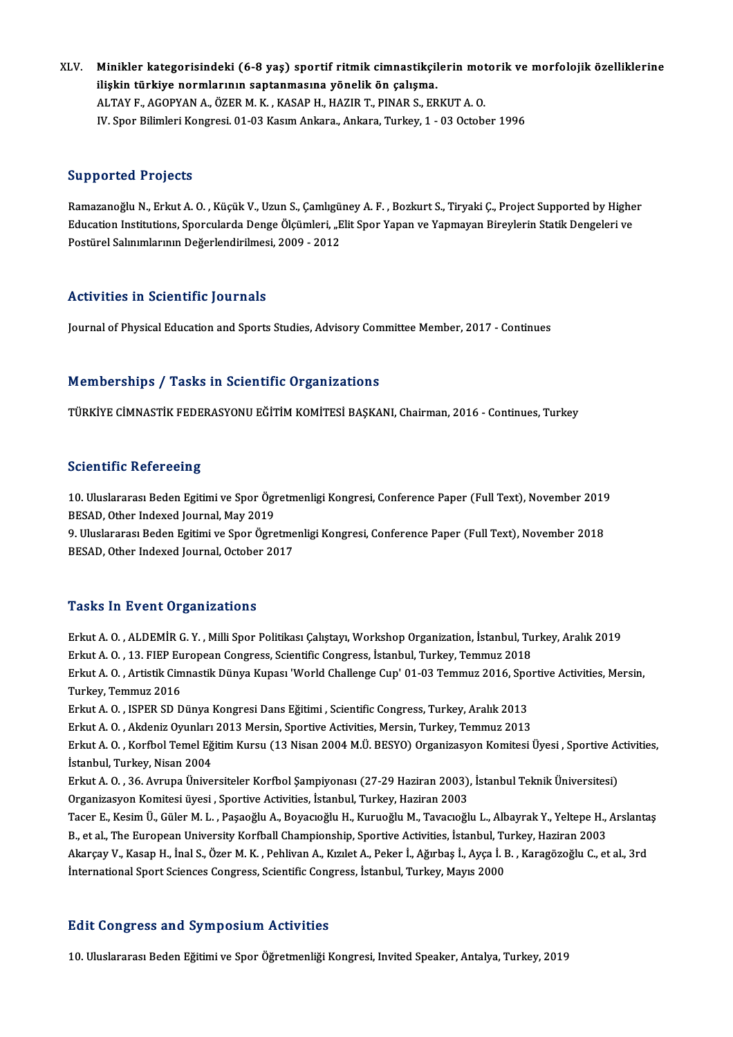XLV. **Minikler kategorisindeki (6-8 yaş) sportif ritmik cimnastikçilerin motorik ve morfolojik özelliklerine ilişkin türkiye normlarının saptanmasına yönelik ön çalışma.**
ALTAY F., AGOPYAN A., ÖZER M. K. , KASAP H., HAZIR T., PINAR S., ERKUT A. O.
IV. Spor Bilimleri Kongresi. 01-03 Kasım Ankara., Ankara, Turkey, 1 - 03 October 1996

## Supported Projects

Ramazanoğlu N., Erkut A. O. , Küçük V., Uzun S., Çamlıgüney A. F. , Bozkurt S., Tiryaki Ç., Project Supported by Higher Education Institutions, Sporcularda Denge Ölçümleri, „Elit Spor Yapan ve Yapmayan Bireylerin Statik Dengeleri ve Postürel Salınımlarının Değerlendirilmesi, 2009 - 2012

## Activities in Scientific Journals

Journal of Physical Education and Sports Studies, Advisory Committee Member, 2017 - Continues

## Memberships / Tasks in Scientific Organizations

TÜRKİYE CİMNASTİK FEDERASYONU EĞİTİM KOMİTESİ BAŞKANI, Chairman, 2016 - Continues, Turkey

## Scientific Refereeing

10. Uluslararası Beden Egitimi ve Spor Ögretmenligi Kongresi, Conference Paper (Full Text), November 2019
BESAD, Other Indexed Journal, May 2019
9. Uluslararası Beden Egitimi ve Spor Ögretmenligi Kongresi, Conference Paper (Full Text), November 2018
BESAD, Other Indexed Journal, October 2017

## Tasks In Event Organizations

Erkut A. O. , ALDEMİR G. Y. , Milli Spor Politikası Çalıştayı, Workshop Organization, İstanbul, Turkey, Aralık 2019
Erkut A. O. , 13. FIEP European Congress, Scientific Congress, İstanbul, Turkey, Temmuz 2018
Erkut A. O. , Artistik Cimnastik Dünya Kupası 'World Challenge Cup' 01-03 Temmuz 2016, Sportive Activities, Mersin, Turkey, Temmuz 2016
Erkut A. O. , ISPER SD Dünya Kongresi Dans Eğitimi , Scientific Congress, Turkey, Aralık 2013
Erkut A. O. , Akdeniz Oyunları 2013 Mersin, Sportive Activities, Mersin, Turkey, Temmuz 2013
Erkut A. O. , Korfbol Temel Eğitim Kursu (13 Nisan 2004 M.Ü. BESYO) Organizasyon Komitesi Üyesi , Sportive Activities, İstanbul, Turkey, Nisan 2004
Erkut A. O. , 36. Avrupa Üniversiteler Korfbol Şampiyonası (27-29 Haziran 2003), İstanbul Teknik Üniversitesi) Organizasyon Komitesi üyesi , Sportive Activities, İstanbul, Turkey, Haziran 2003
Tacer E., Kesim Ü., Güler M. L. , Paşaoğlu A., Boyacıoğlu H., Kuruoğlu M., Tavacıoğlu L., Albayrak Y., Yeltepe H., Arslantaş B., et al., The European University Korfball Championship, Sportive Activities, İstanbul, Turkey, Haziran 2003
Akarçay V., Kasap H., İnal S., Özer M. K. , Pehlivan A., Kızılet A., Peker İ., Ağırbaş İ., Ayça İ. B. , Karagözoğlu C., et al., 3rd International Sport Sciences Congress, Scientific Congress, İstanbul, Turkey, Mayıs 2000

## Edit Congress and Symposium Activities

10. Uluslararası Beden Eğitimi ve Spor Öğretmenliği Kongresi, Invited Speaker, Antalya, Turkey, 2019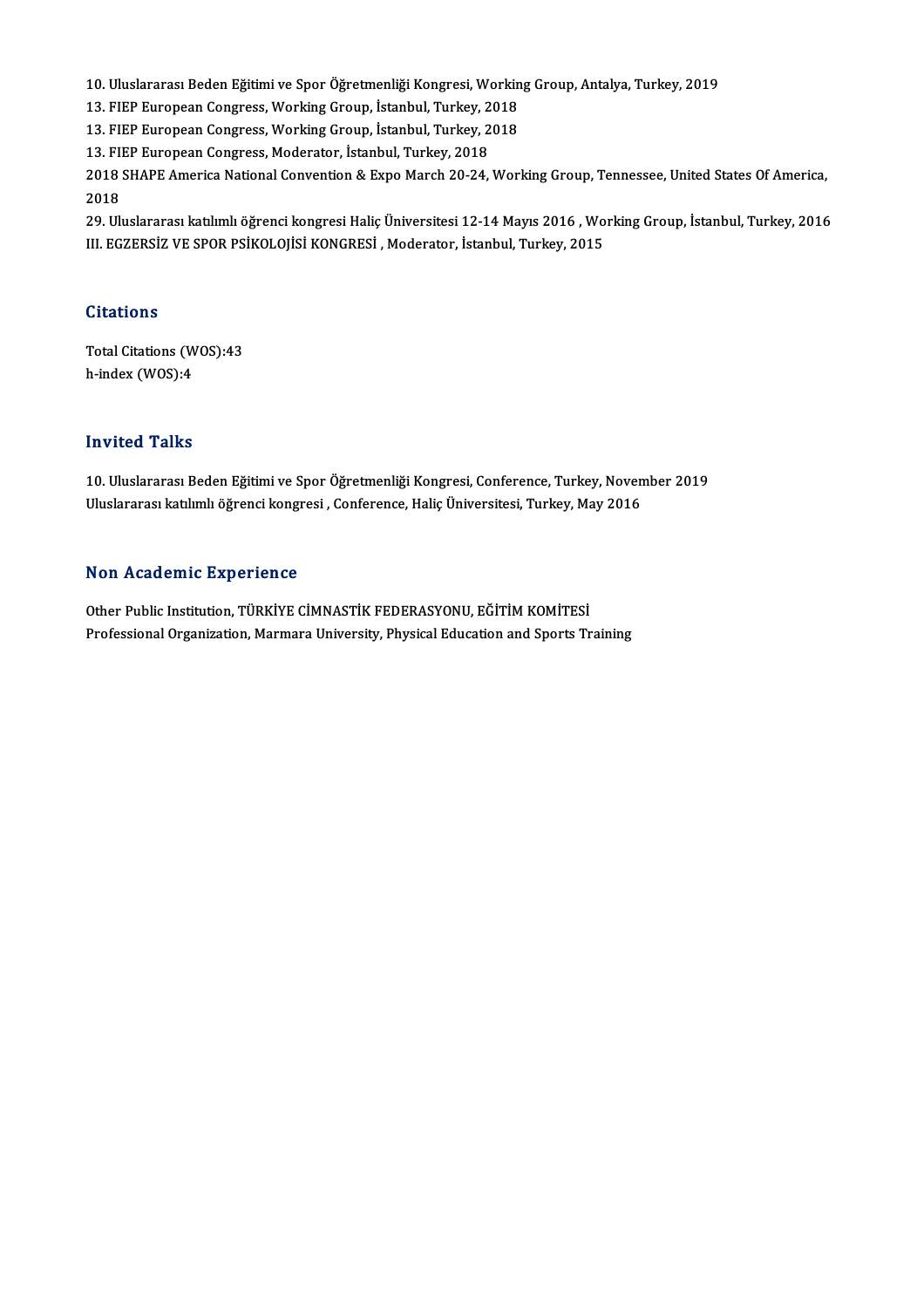10. Uluslararası Beden Eğitimi ve Spor Öğretmenliği Kongresi, Working Group, Antalya, Turkey, 2019
13. FIEP European Congress, Working Group, İstanbul, Turkey, 2018
13. FIEP European Congress, Working Group, İstanbul, Turkey, 2018
13. FIEP European Congress, Moderator, İstanbul, Turkey, 2018
2018 SHAPE America National Convention & Expo March 20-24, Working Group, Tennessee, United States Of America, 2018
29. Uluslararası katılımlı öğrenci kongresi Haliç Üniversitesi 12-14 Mayıs 2016 , Working Group, İstanbul, Turkey, 2016
III. EGZERSİZ VE SPOR PSİKOLOJİSİ KONGRESİ , Moderator, İstanbul, Turkey, 2015

## Citations

Total Citations (WOS):43
h-index (WOS):4

## Invited Talks

10. Uluslararası Beden Eğitimi ve Spor Öğretmenliği Kongresi, Conference, Turkey, November 2019
Uluslararası katılımlı öğrenci kongresi , Conference, Haliç Üniversitesi, Turkey, May 2016

## Non Academic Experience

Other Public Institution, TÜRKİYE CİMNASTİK FEDERASYONU, EĞİTİM KOMİTESİ
Professional Organization, Marmara University, Physical Education and Sports Training